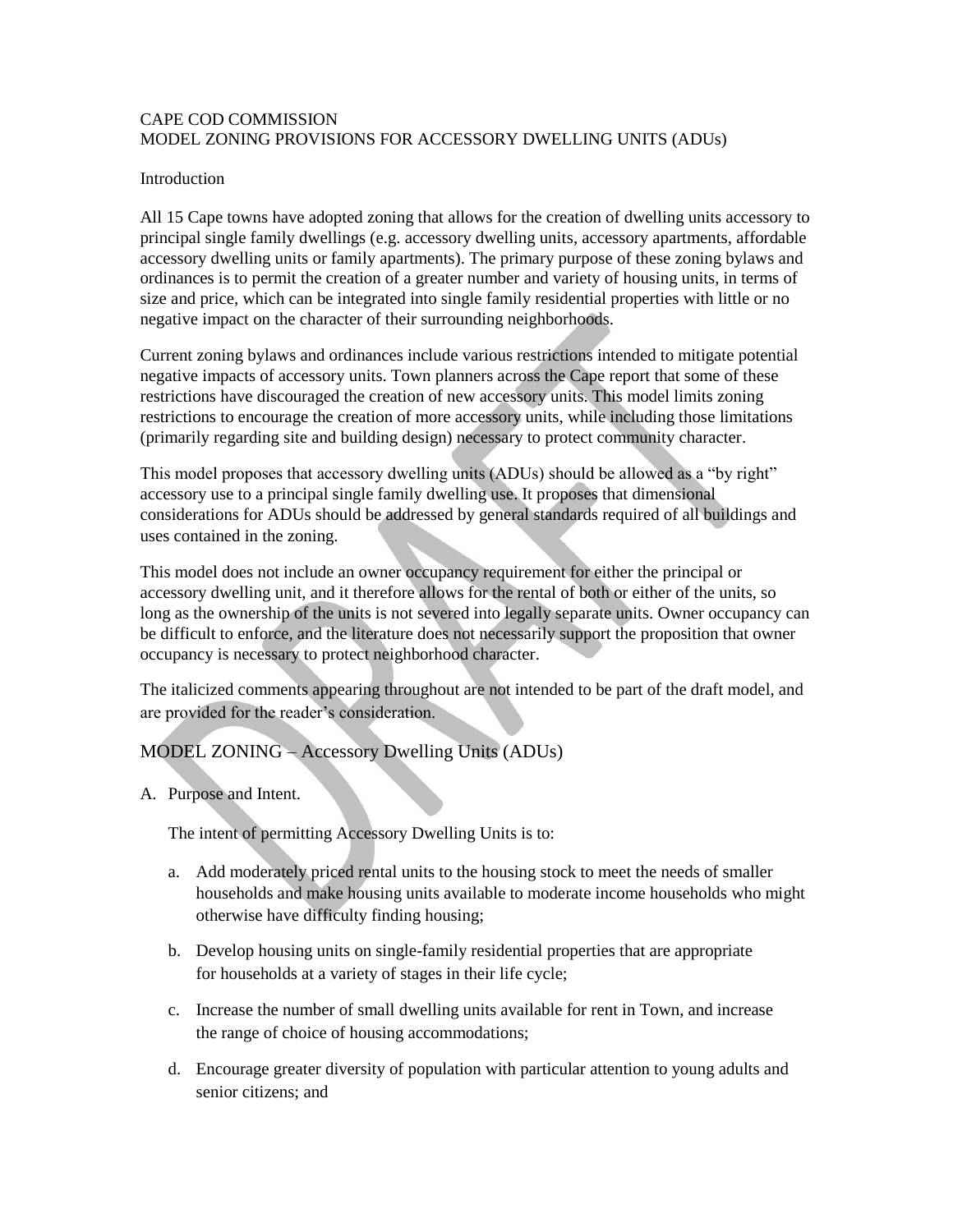CAPE COD COMMISSION
MODEL ZONING PROVISIONS FOR ACCESSORY DWELLING UNITS (ADUs)

Introduction

All 15 Cape towns have adopted zoning that allows for the creation of dwelling units accessory to principal single family dwellings (e.g. accessory dwelling units, accessory apartments, affordable accessory dwelling units or family apartments). The primary purpose of these zoning bylaws and ordinances is to permit the creation of a greater number and variety of housing units, in terms of size and price, which can be integrated into single family residential properties with little or no negative impact on the character of their surrounding neighborhoods.

Current zoning bylaws and ordinances include various restrictions intended to mitigate potential negative impacts of accessory units. Town planners across the Cape report that some of these restrictions have discouraged the creation of new accessory units. This model limits zoning restrictions to encourage the creation of more accessory units, while including those limitations (primarily regarding site and building design) necessary to protect community character.

This model proposes that accessory dwelling units (ADUs) should be allowed as a "by right" accessory use to a principal single family dwelling use. It proposes that dimensional considerations for ADUs should be addressed by general standards required of all buildings and uses contained in the zoning.

This model does not include an owner occupancy requirement for either the principal or accessory dwelling unit, and it therefore allows for the rental of both or either of the units, so long as the ownership of the units is not severed into legally separate units. Owner occupancy can be difficult to enforce, and the literature does not necessarily support the proposition that owner occupancy is necessary to protect neighborhood character.

The italicized comments appearing throughout are not intended to be part of the draft model, and are provided for the reader's consideration.

## MODEL ZONING – Accessory Dwelling Units (ADUs)

A. Purpose and Intent.

The intent of permitting Accessory Dwelling Units is to:

a. Add moderately priced rental units to the housing stock to meet the needs of smaller households and make housing units available to moderate income households who might otherwise have difficulty finding housing;

b. Develop housing units on single-family residential properties that are appropriate for households at a variety of stages in their life cycle;

c. Increase the number of small dwelling units available for rent in Town, and increase the range of choice of housing accommodations;

d. Encourage greater diversity of population with particular attention to young adults and senior citizens; and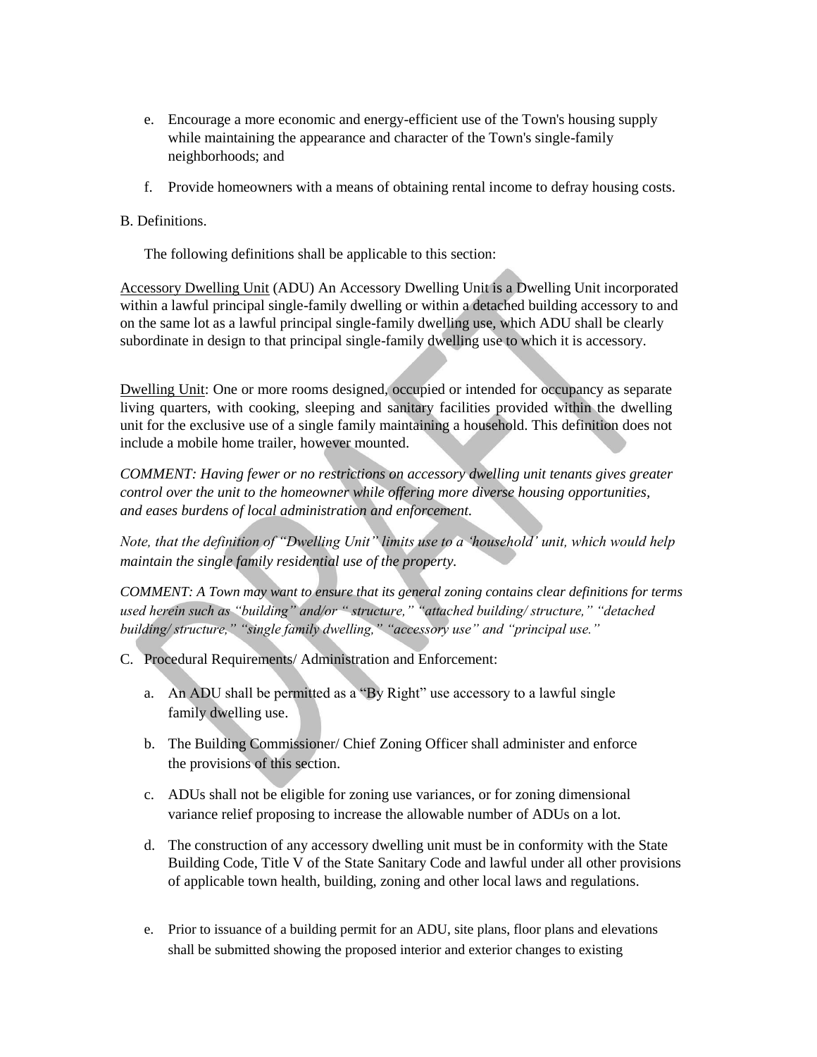e. Encourage a more economic and energy-efficient use of the Town's housing supply while maintaining the appearance and character of the Town's single-family neighborhoods; and

f. Provide homeowners with a means of obtaining rental income to defray housing costs.

B. Definitions.

The following definitions shall be applicable to this section:

Accessory Dwelling Unit (ADU) An Accessory Dwelling Unit is a Dwelling Unit incorporated within a lawful principal single-family dwelling or within a detached building accessory to and on the same lot as a lawful principal single-family dwelling use, which ADU shall be clearly subordinate in design to that principal single-family dwelling use to which it is accessory.

Dwelling Unit: One or more rooms designed, occupied or intended for occupancy as separate living quarters, with cooking, sleeping and sanitary facilities provided within the dwelling unit for the exclusive use of a single family maintaining a household. This definition does not include a mobile home trailer, however mounted.

*COMMENT: Having fewer or no restrictions on accessory dwelling unit tenants gives greater control over the unit to the homeowner while offering more diverse housing opportunities, and eases burdens of local administration and enforcement.*

*Note, that the definition of "Dwelling Unit" limits use to a 'household' unit, which would help maintain the single family residential use of the property.*

*COMMENT: A Town may want to ensure that its general zoning contains clear definitions for terms used herein such as "building" and/or " structure," "attached building/ structure," "detached building/ structure," "single family dwelling," "accessory use" and "principal use."*

C. Procedural Requirements/ Administration and Enforcement:

a. An ADU shall be permitted as a "By Right" use accessory to a lawful single family dwelling use.

b. The Building Commissioner/ Chief Zoning Officer shall administer and enforce the provisions of this section.

c. ADUs shall not be eligible for zoning use variances, or for zoning dimensional variance relief proposing to increase the allowable number of ADUs on a lot.

d. The construction of any accessory dwelling unit must be in conformity with the State Building Code, Title V of the State Sanitary Code and lawful under all other provisions of applicable town health, building, zoning and other local laws and regulations.

e. Prior to issuance of a building permit for an ADU, site plans, floor plans and elevations shall be submitted showing the proposed interior and exterior changes to existing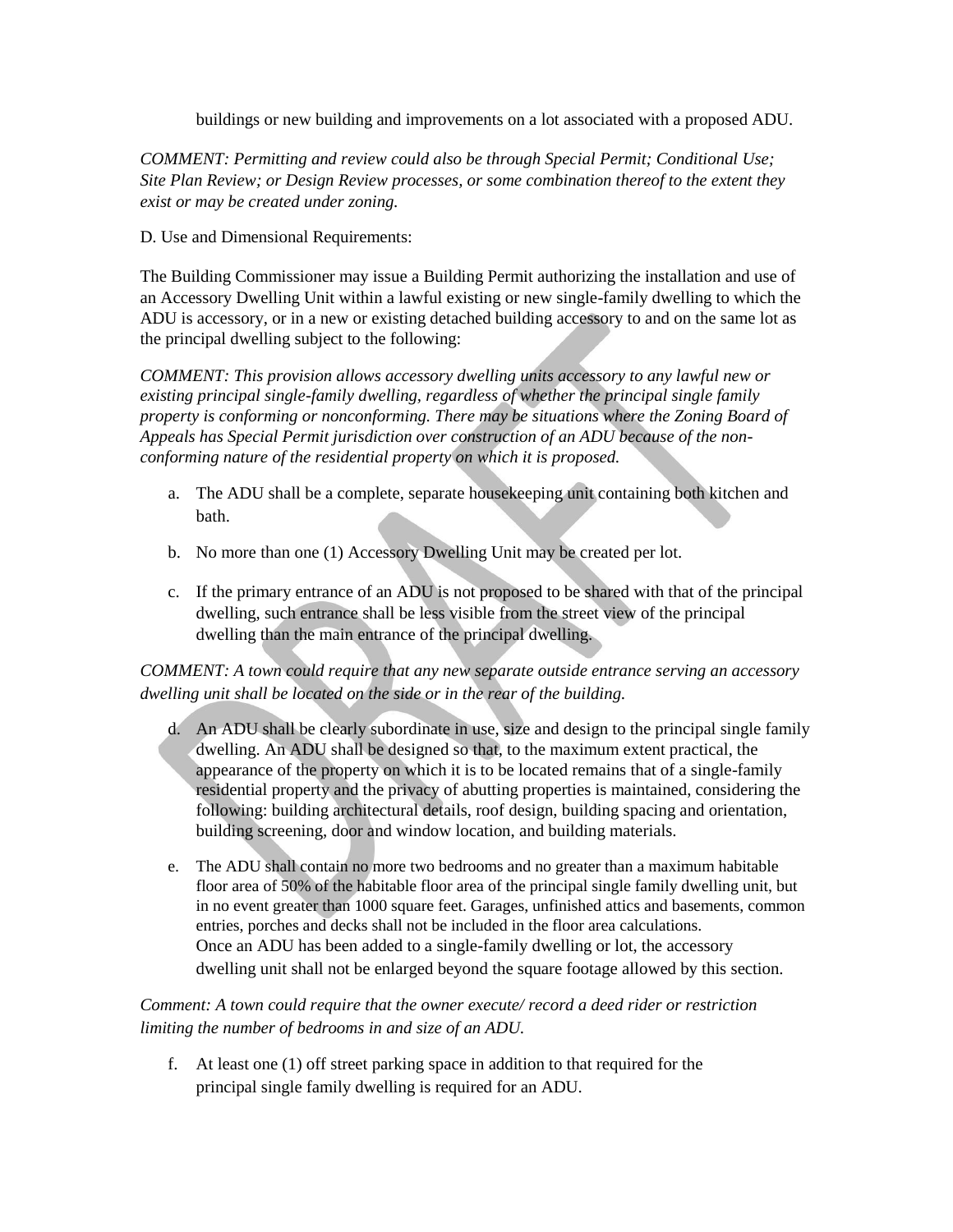buildings or new building and improvements on a lot associated with a proposed ADU.

*COMMENT: Permitting and review could also be through Special Permit; Conditional Use; Site Plan Review; or Design Review processes, or some combination thereof to the extent they exist or may be created under zoning.*

D. Use and Dimensional Requirements:

The Building Commissioner may issue a Building Permit authorizing the installation and use of an Accessory Dwelling Unit within a lawful existing or new single-family dwelling to which the ADU is accessory, or in a new or existing detached building accessory to and on the same lot as the principal dwelling subject to the following:

*COMMENT: This provision allows accessory dwelling units accessory to any lawful new or existing principal single-family dwelling, regardless of whether the principal single family property is conforming or nonconforming. There may be situations where the Zoning Board of Appeals has Special Permit jurisdiction over construction of an ADU because of the non-conforming nature of the residential property on which it is proposed.*

a. The ADU shall be a complete, separate housekeeping unit containing both kitchen and bath.

b. No more than one (1) Accessory Dwelling Unit may be created per lot.

c. If the primary entrance of an ADU is not proposed to be shared with that of the principal dwelling, such entrance shall be less visible from the street view of the principal dwelling than the main entrance of the principal dwelling.

*COMMENT: A town could require that any new separate outside entrance serving an accessory dwelling unit shall be located on the side or in the rear of the building.*

d. An ADU shall be clearly subordinate in use, size and design to the principal single family dwelling. An ADU shall be designed so that, to the maximum extent practical, the appearance of the property on which it is to be located remains that of a single-family residential property and the privacy of abutting properties is maintained, considering the following: building architectural details, roof design, building spacing and orientation, building screening, door and window location, and building materials.

e. The ADU shall contain no more two bedrooms and no greater than a maximum habitable floor area of 50% of the habitable floor area of the principal single family dwelling unit, but in no event greater than 1000 square feet. Garages, unfinished attics and basements, common entries, porches and decks shall not be included in the floor area calculations. Once an ADU has been added to a single-family dwelling or lot, the accessory dwelling unit shall not be enlarged beyond the square footage allowed by this section.

*Comment: A town could require that the owner execute/ record a deed rider or restriction limiting the number of bedrooms in and size of an ADU.*

f. At least one (1) off street parking space in addition to that required for the principal single family dwelling is required for an ADU.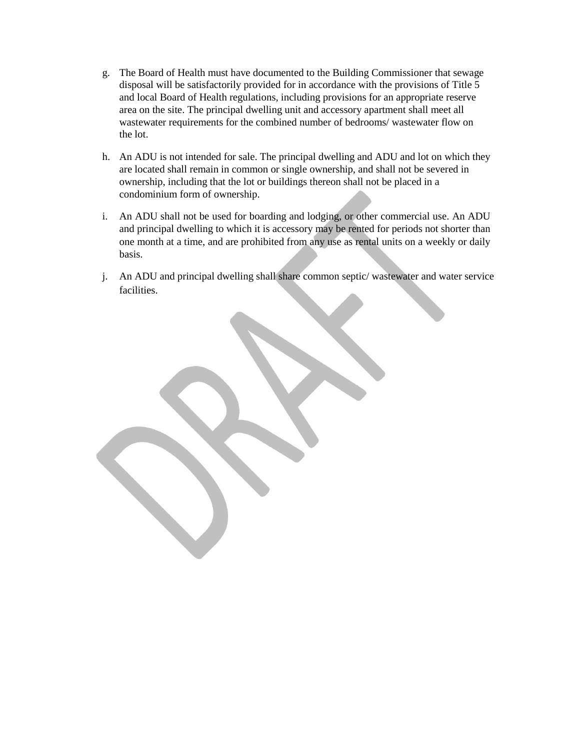g. The Board of Health must have documented to the Building Commissioner that sewage disposal will be satisfactorily provided for in accordance with the provisions of Title 5 and local Board of Health regulations, including provisions for an appropriate reserve area on the site. The principal dwelling unit and accessory apartment shall meet all wastewater requirements for the combined number of bedrooms/ wastewater flow on the lot.

h. An ADU is not intended for sale. The principal dwelling and ADU and lot on which they are located shall remain in common or single ownership, and shall not be severed in ownership, including that the lot or buildings thereon shall not be placed in a condominium form of ownership.

i. An ADU shall not be used for boarding and lodging, or other commercial use. An ADU and principal dwelling to which it is accessory may be rented for periods not shorter than one month at a time, and are prohibited from any use as rental units on a weekly or daily basis.

j. An ADU and principal dwelling shall share common septic/ wastewater and water service facilities.